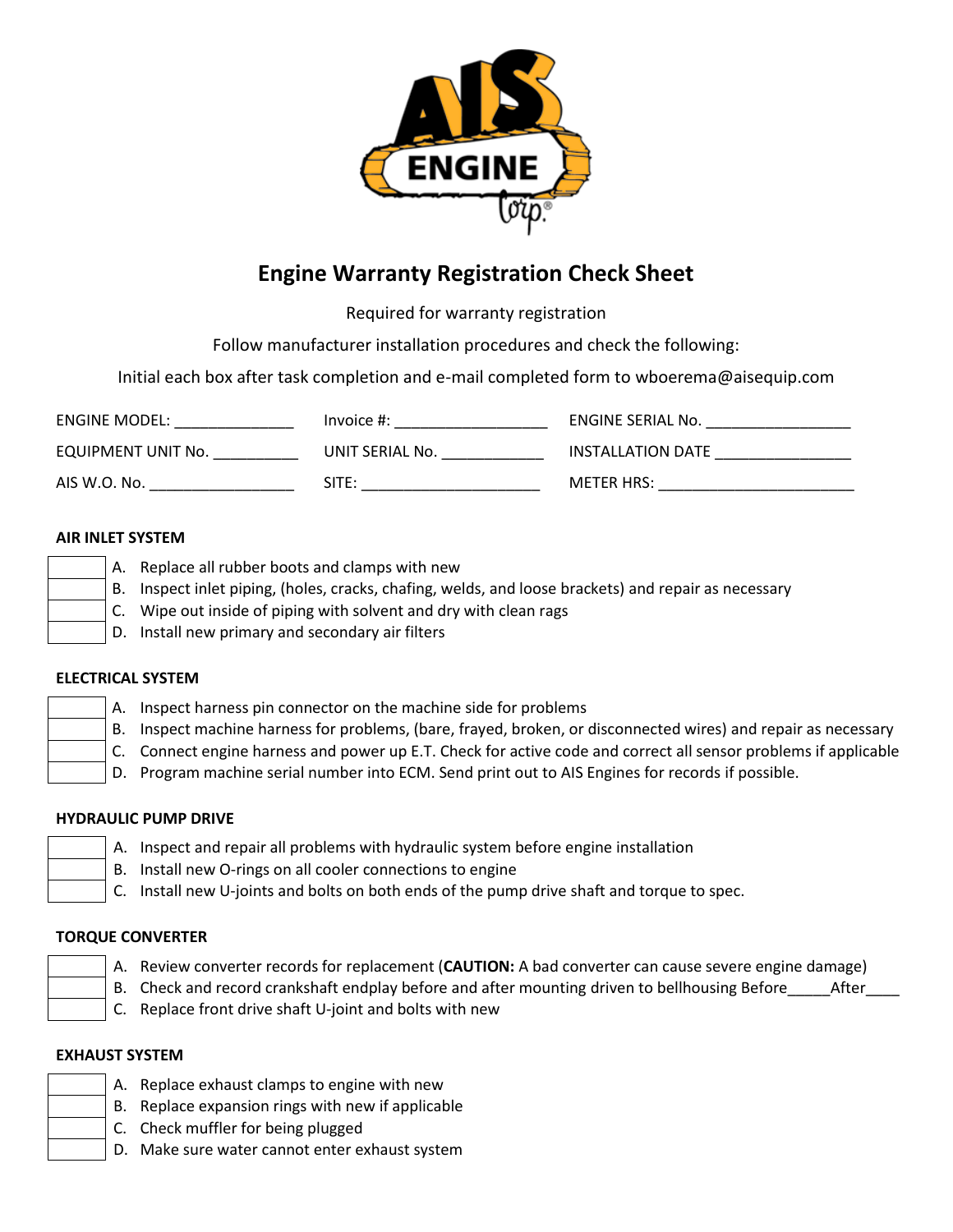# Engine Warranty Registration Check Sheet

Required for warranty registration

Follow manufacturer installation procedures and check the following:

Initial each box after task completion and e-mail completed form to wboerema@aisequip.com

| | | |
|---|---|---|
| ENGINE MODEL: ______________ | Invoice #: __________________ | ENGINE SERIAL No. _________________ |
| EQUIPMENT UNIT No. __________ | UNIT SERIAL No. ____________ | INSTALLATION DATE ________________ |
| AIS W.O. No. _________________ | SITE: _____________________ | METER HRS: _______________________ |

### AIR INLET SYSTEM

| | |
|---|---|
| | A. Replace all rubber boots and clamps with new |
| | B. Inspect inlet piping, (holes, cracks, chafing, welds, and loose brackets) and repair as necessary |
| | C. Wipe out inside of piping with solvent and dry with clean rags |
| | D. Install new primary and secondary air filters |

### ELECTRICAL SYSTEM

| | |
|---|---|
| | A. Inspect harness pin connector on the machine side for problems |
| | B. Inspect machine harness for problems, (bare, frayed, broken, or disconnected wires) and repair as necessary |
| | C. Connect engine harness and power up E.T. Check for active code and correct all sensor problems if applicable |
| | D. Program machine serial number into ECM. Send print out to AIS Engines for records if possible. |

### HYDRAULIC PUMP DRIVE

| | |
|---|---|
| | A. Inspect and repair all problems with hydraulic system before engine installation |
| | B. Install new O-rings on all cooler connections to engine |
| | C. Install new U-joints and bolts on both ends of the pump drive shaft and torque to spec. |

### TORQUE CONVERTER

| | |
|---|---|
| | A. Review converter records for replacement (**CAUTION:** A bad converter can cause severe engine damage) |
| | B. Check and record crankshaft endplay before and after mounting driven to bellhousing Before_____After____ |
| | C. Replace front drive shaft U-joint and bolts with new |

### EXHAUST SYSTEM

| | |
|---|---|
| | A. Replace exhaust clamps to engine with new |
| | B. Replace expansion rings with new if applicable |
| | C. Check muffler for being plugged |
| | D. Make sure water cannot enter exhaust system |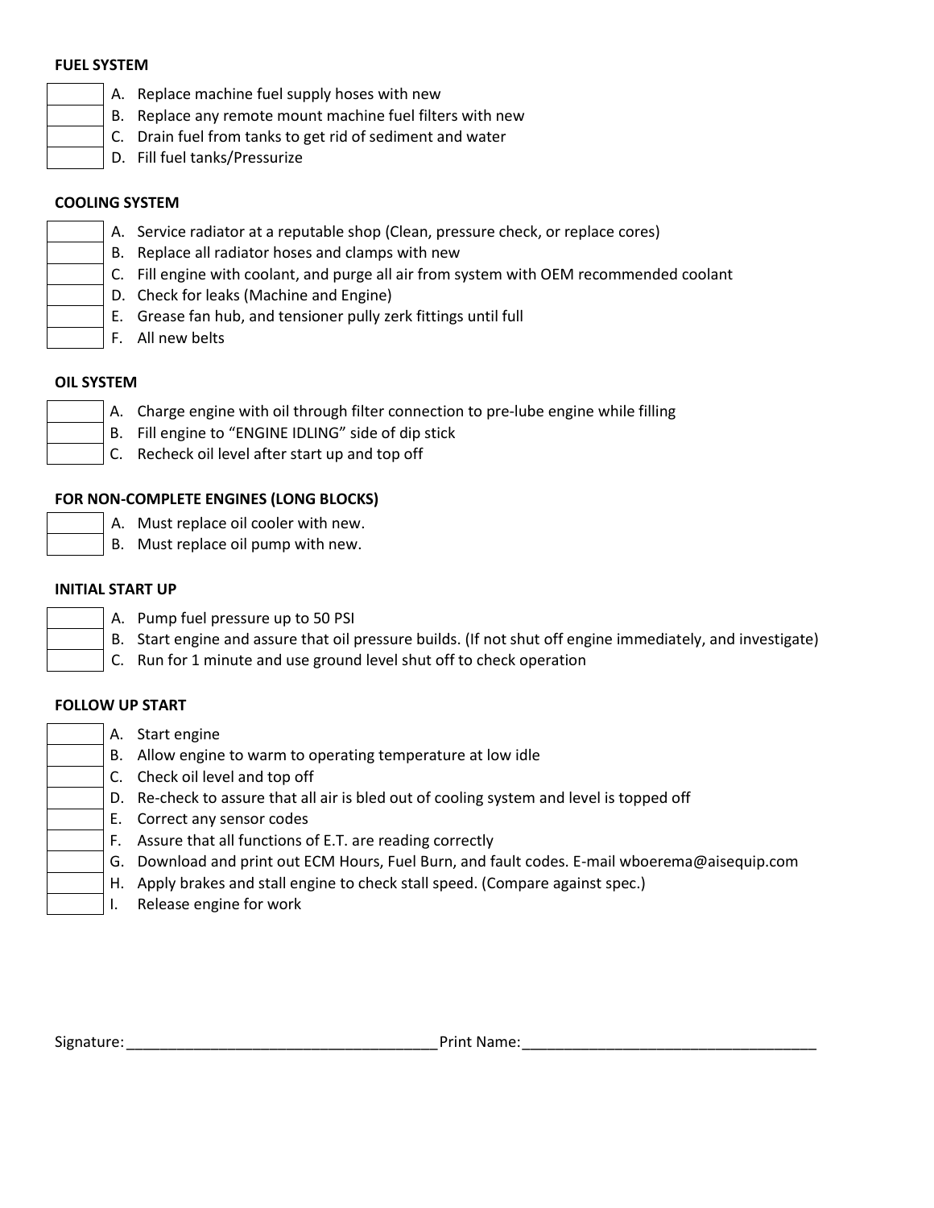**FUEL SYSTEM**

- [ ] A. Replace machine fuel supply hoses with new
- [ ] B. Replace any remote mount machine fuel filters with new
- [ ] C. Drain fuel from tanks to get rid of sediment and water
- [ ] D. Fill fuel tanks/Pressurize

**COOLING SYSTEM**

- [ ] A. Service radiator at a reputable shop (Clean, pressure check, or replace cores)
- [ ] B. Replace all radiator hoses and clamps with new
- [ ] C. Fill engine with coolant, and purge all air from system with OEM recommended coolant
- [ ] D. Check for leaks (Machine and Engine)
- [ ] E. Grease fan hub, and tensioner pully zerk fittings until full
- [ ] F. All new belts

**OIL SYSTEM**

- [ ] A. Charge engine with oil through filter connection to pre-lube engine while filling
- [ ] B. Fill engine to "ENGINE IDLING" side of dip stick
- [ ] C. Recheck oil level after start up and top off

**FOR NON-COMPLETE ENGINES (LONG BLOCKS)**

- [ ] A. Must replace oil cooler with new.
- [ ] B. Must replace oil pump with new.

**INITIAL START UP**

- [ ] A. Pump fuel pressure up to 50 PSI
- [ ] B. Start engine and assure that oil pressure builds. (If not shut off engine immediately, and investigate)
- [ ] C. Run for 1 minute and use ground level shut off to check operation

**FOLLOW UP START**

- [ ] A. Start engine
- [ ] B. Allow engine to warm to operating temperature at low idle
- [ ] C. Check oil level and top off
- [ ] D. Re-check to assure that all air is bled out of cooling system and level is topped off
- [ ] E. Correct any sensor codes
- [ ] F. Assure that all functions of E.T. are reading correctly
- [ ] G. Download and print out ECM Hours, Fuel Burn, and fault codes. E-mail wboerema@aisequip.com
- [ ] H. Apply brakes and stall engine to check stall speed. (Compare against spec.)
- [ ] I. Release engine for work

Signature:______________________________________ Print Name:____________________________________